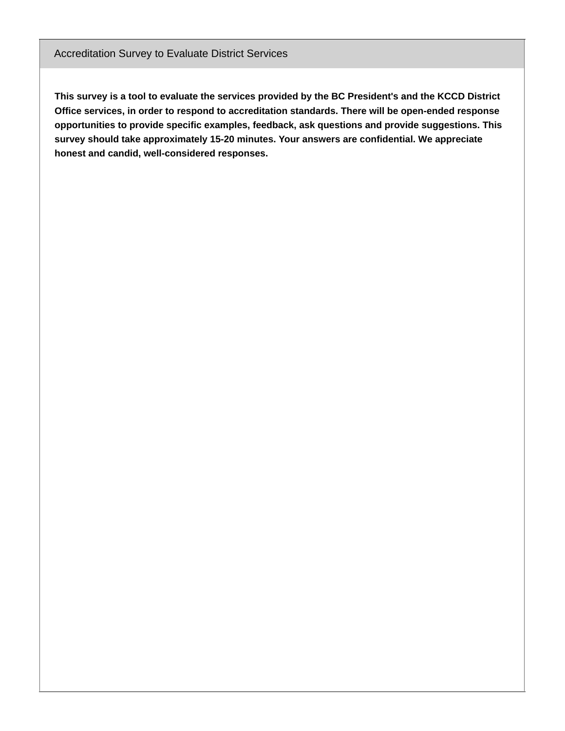## Accreditation Survey to Evaluate District Services

**This survey is a tool to evaluate the services provided by the BC President's and the KCCD District Office services, in order to respond to accreditation standards. There will be open-ended response opportunities to provide specific examples, feedback, ask questions and provide suggestions. This survey should take approximately 15-20 minutes. Your answers are confidential. We appreciate honest and candid, well-considered responses.**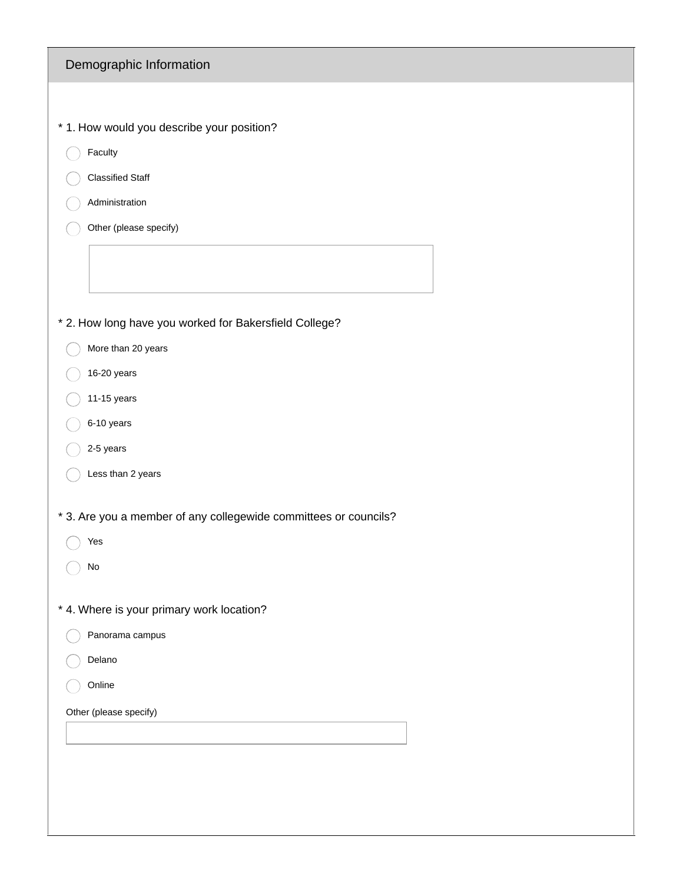## Demographic Information

\* 1. How would you describe your position?

- Faculty
- Classified Staff
- Administration
- Other (please specify)

\* 2. How long have you worked for Bakersfield College?

- More than 20 years
- 16-20 years
- 11-15 years
- 6-10 years
- 2-5 years
- Less than 2 years

\* 3. Are you a member of any collegewide committees or councils?

- Yes
- No

\* 4. Where is your primary work location?

- Panorama campus
- Delano
- Online

Other (please specify)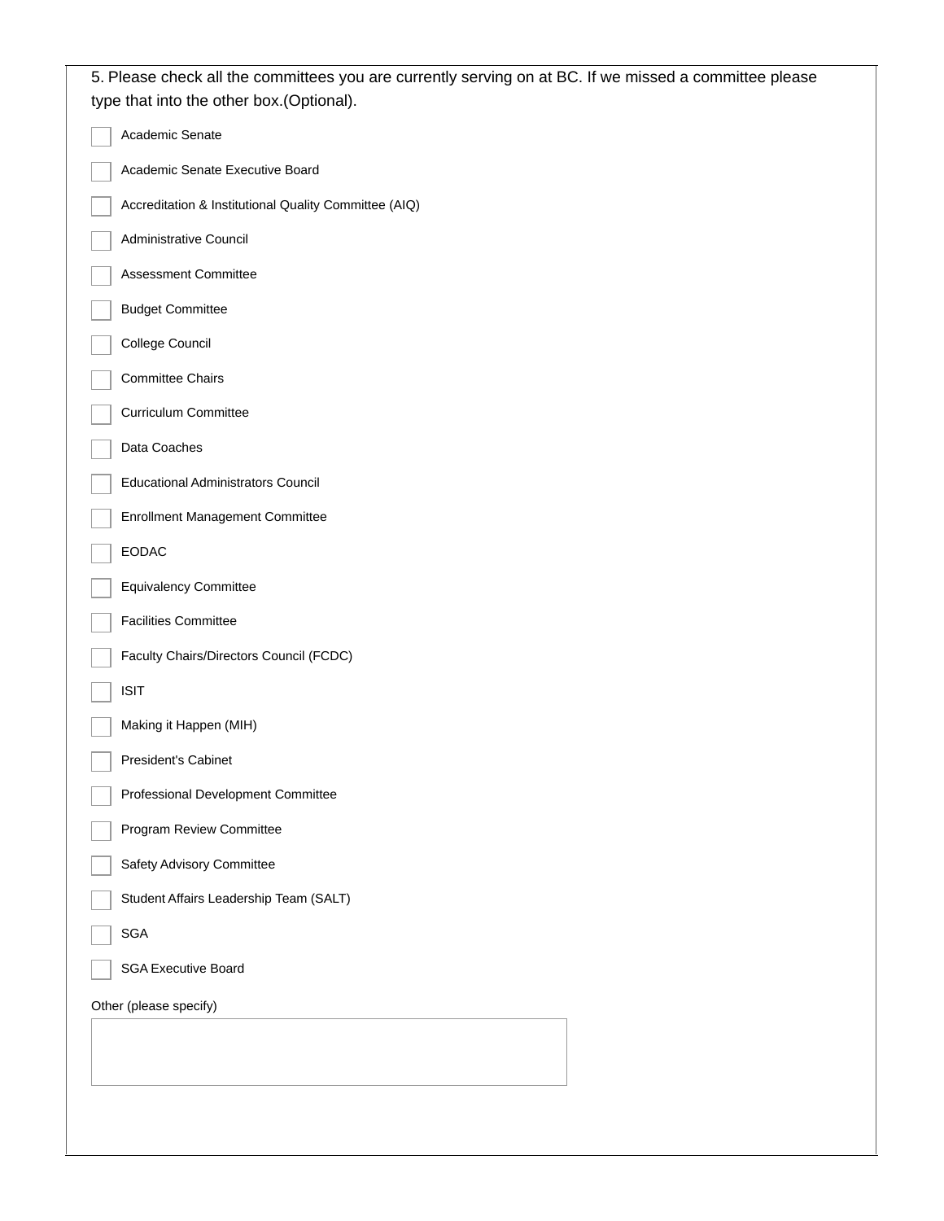5. Please check all the committees you are currently serving on at BC. If we missed a committee please type that into the other box.(Optional).

- [ ] Academic Senate
- [ ] Academic Senate Executive Board
- [ ] Accreditation & Institutional Quality Committee (AIQ)
- [ ] Administrative Council
- [ ] Assessment Committee
- [ ] Budget Committee
- [ ] College Council
- [ ] Committee Chairs
- [ ] Curriculum Committee
- [ ] Data Coaches
- [ ] Educational Administrators Council
- [ ] Enrollment Management Committee
- [ ] EODAC
- [ ] Equivalency Committee
- [ ] Facilities Committee
- [ ] Faculty Chairs/Directors Council (FCDC)
- [ ] ISIT
- [ ] Making it Happen (MIH)
- [ ] President's Cabinet
- [ ] Professional Development Committee
- [ ] Program Review Committee
- [ ] Safety Advisory Committee
- [ ] Student Affairs Leadership Team (SALT)
- [ ] SGA
- [ ] SGA Executive Board

Other (please specify)

______________________________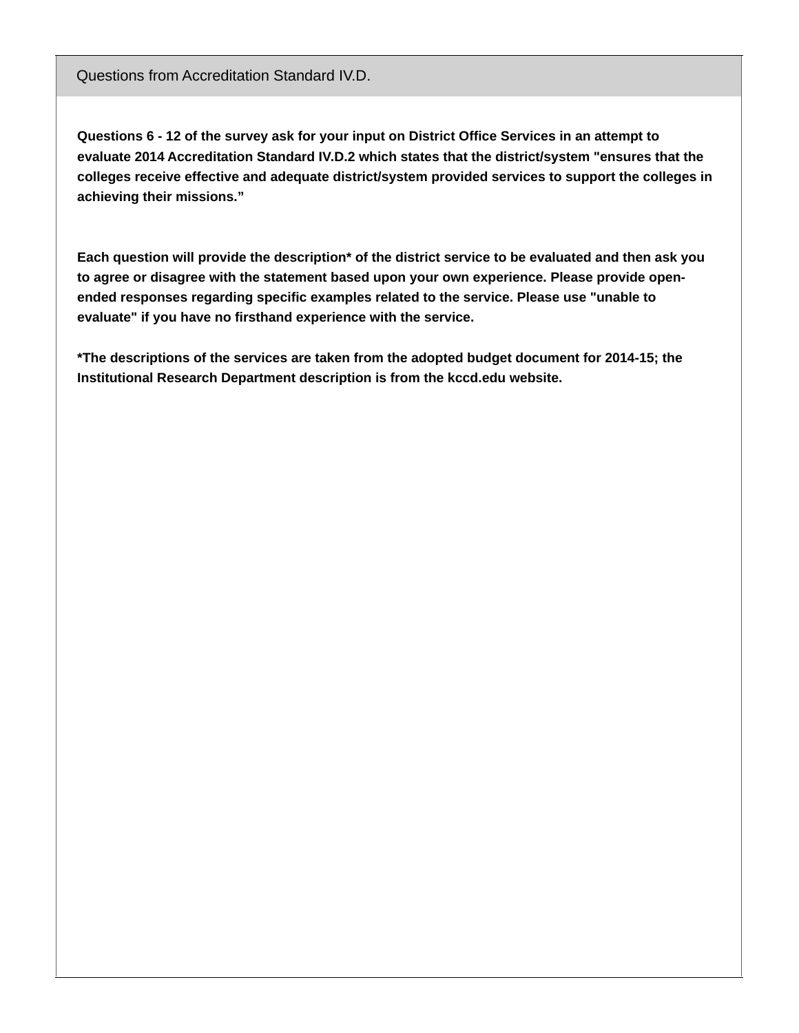## Questions from Accreditation Standard IV.D.

**Questions 6 - 12 of the survey ask for your input on District Office Services in an attempt to evaluate 2014 Accreditation Standard IV.D.2 which states that the district/system "ensures that the colleges receive effective and adequate district/system provided services to support the colleges in achieving their missions."**

**Each question will provide the description* of the district service to be evaluated and then ask you to agree or disagree with the statement based upon your own experience. Please provide open-ended responses regarding specific examples related to the service. Please use "unable to evaluate" if you have no firsthand experience with the service.**

**\*The descriptions of the services are taken from the adopted budget document for 2014-15; the Institutional Research Department description is from the kccd.edu website.**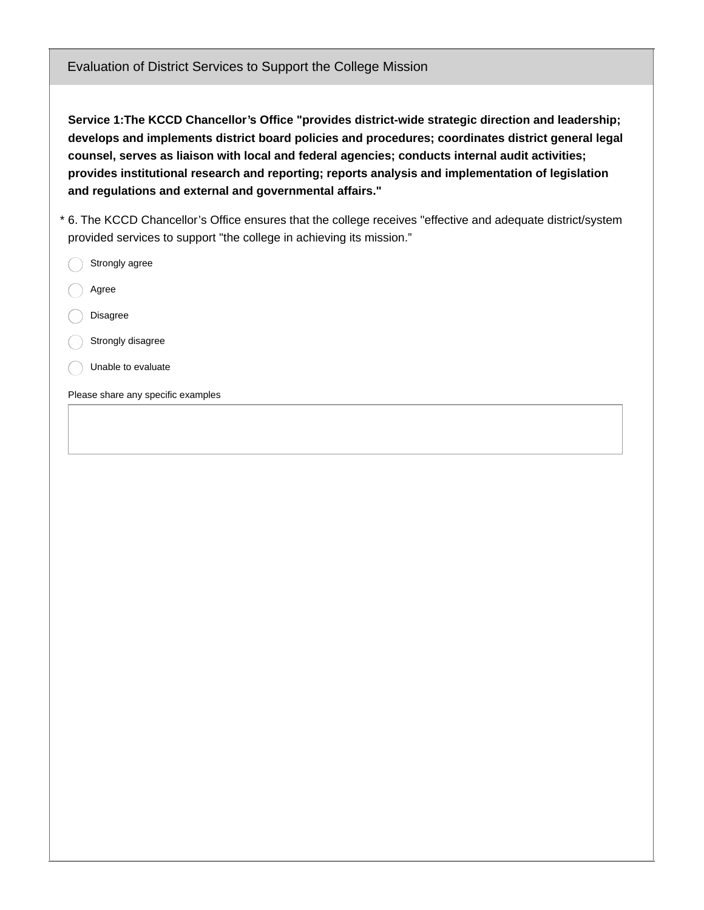## Evaluation of District Services to Support the College Mission

**Service 1:The KCCD Chancellor’s Office "provides district-wide strategic direction and leadership; develops and implements district board policies and procedures; coordinates district general legal counsel, serves as liaison with local and federal agencies; conducts internal audit activities; provides institutional research and reporting; reports analysis and implementation of legislation and regulations and external and governmental affairs."**

* 6. The KCCD Chancellor’s Office ensures that the college receives "effective and adequate district/system provided services to support "the college in achieving its mission.”

- ◯ Strongly agree
- ◯ Agree
- ◯ Disagree
- ◯ Strongly disagree
- ◯ Unable to evaluate

Please share any specific examples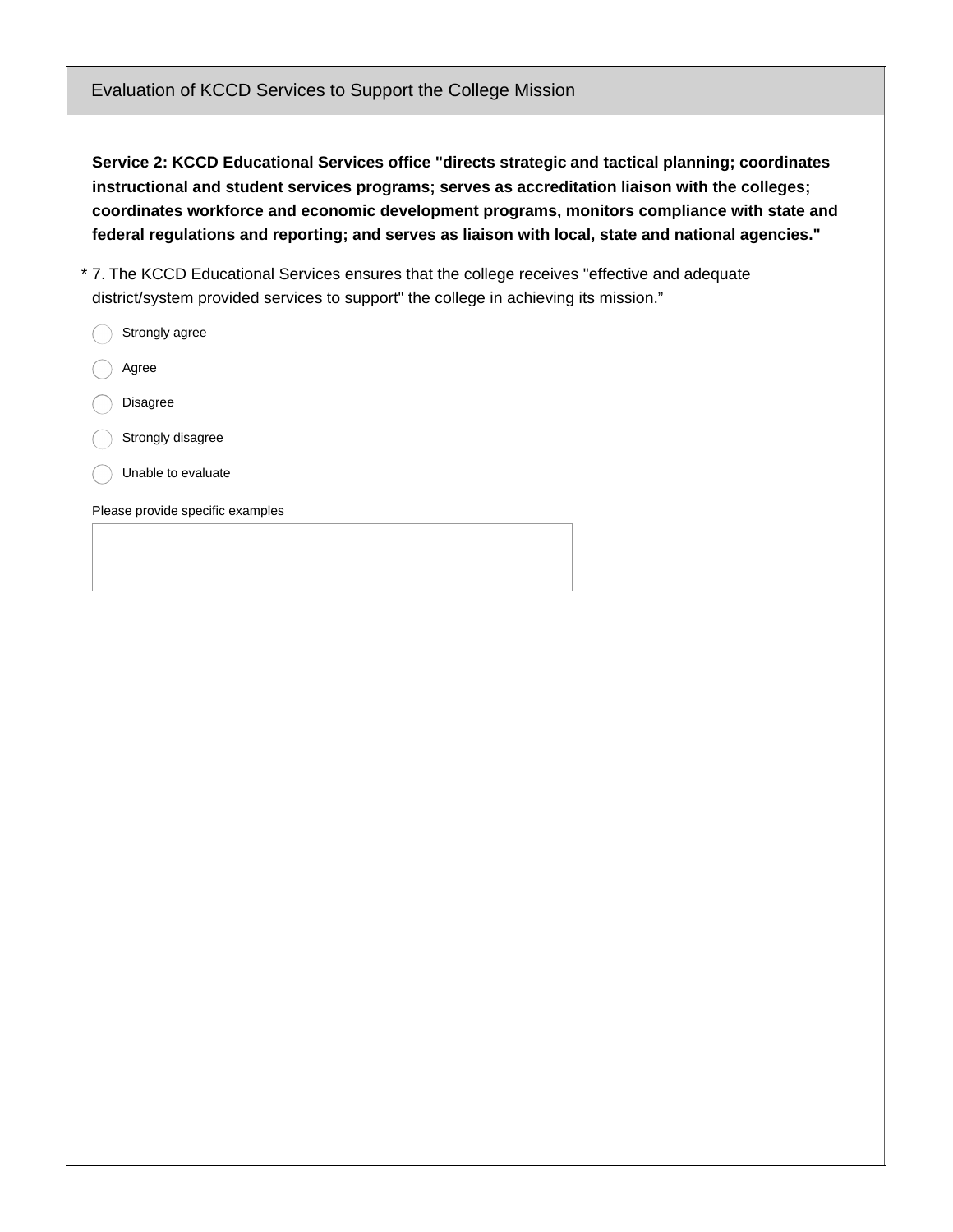## Evaluation of KCCD Services to Support the College Mission

**Service 2: KCCD Educational Services office "directs strategic and tactical planning; coordinates instructional and student services programs; serves as accreditation liaison with the colleges; coordinates workforce and economic development programs, monitors compliance with state and federal regulations and reporting; and serves as liaison with local, state and national agencies."**

* 7. The KCCD Educational Services ensures that the college receives "effective and adequate district/system provided services to support" the college in achieving its mission.”

- ◯ Strongly agree
- ◯ Agree
- ◯ Disagree
- ◯ Strongly disagree
- ◯ Unable to evaluate

Please provide specific examples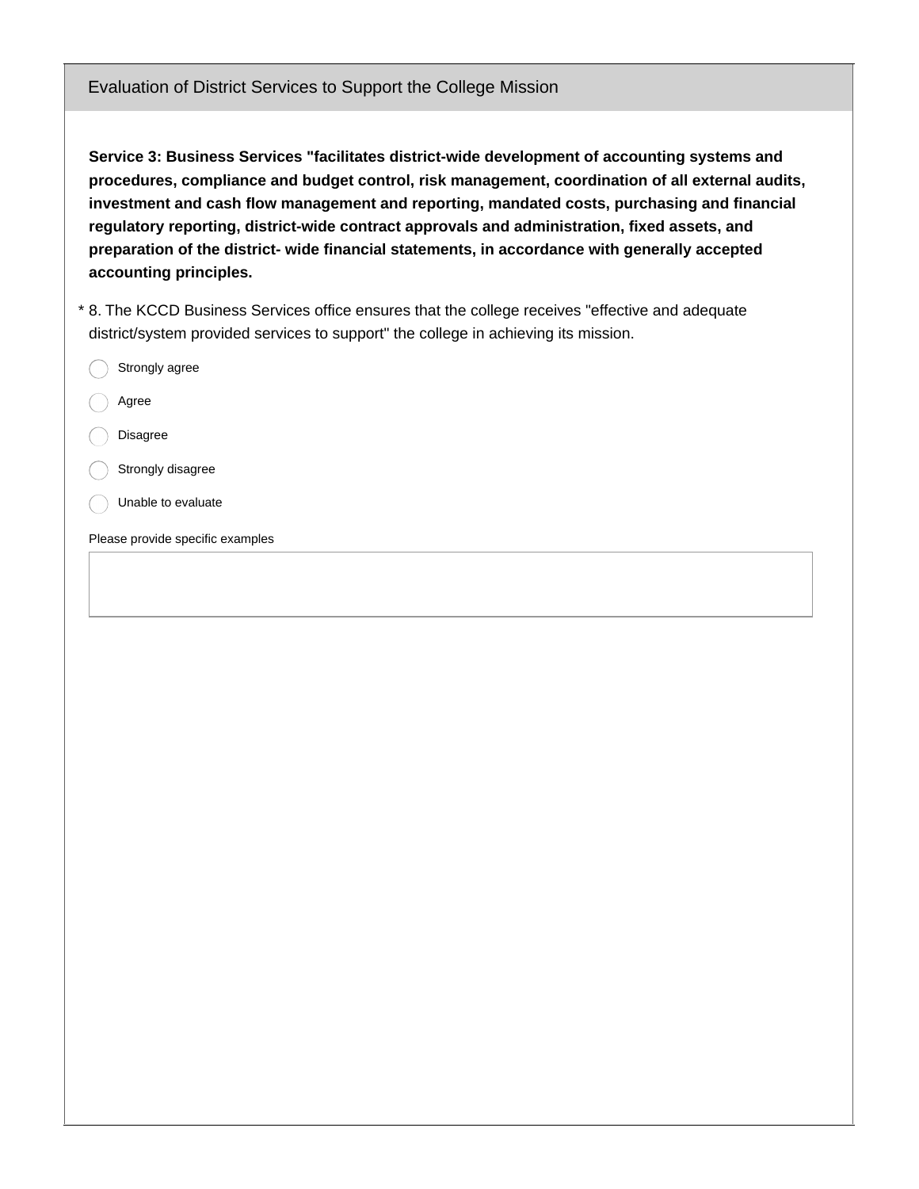## Evaluation of District Services to Support the College Mission

**Service 3: Business Services "facilitates district-wide development of accounting systems and procedures, compliance and budget control, risk management, coordination of all external audits, investment and cash flow management and reporting, mandated costs, purchasing and financial regulatory reporting, district-wide contract approvals and administration, fixed assets, and preparation of the district- wide financial statements, in accordance with generally accepted accounting principles.**

\* 8. The KCCD Business Services office ensures that the college receives "effective and adequate district/system provided services to support" the college in achieving its mission.

- ◯ Strongly agree
- ◯ Agree
- ◯ Disagree
- ◯ Strongly disagree
- ◯ Unable to evaluate

Please provide specific examples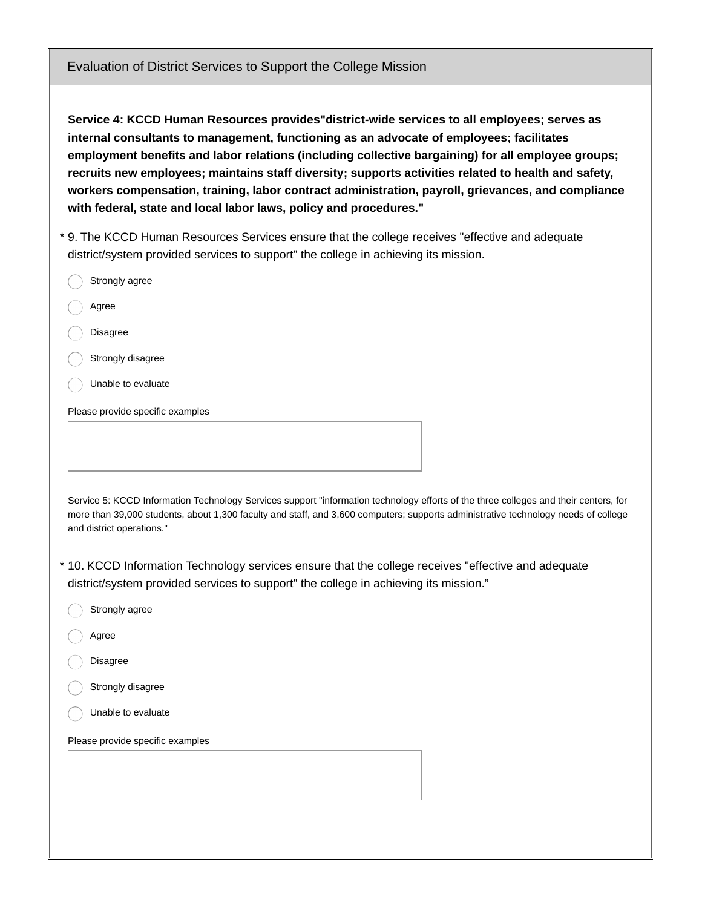## Evaluation of District Services to Support the College Mission

**Service 4: KCCD Human Resources provides"district-wide services to all employees; serves as internal consultants to management, functioning as an advocate of employees; facilitates employment benefits and labor relations (including collective bargaining) for all employee groups; recruits new employees; maintains staff diversity; supports activities related to health and safety, workers compensation, training, labor contract administration, payroll, grievances, and compliance with federal, state and local labor laws, policy and procedures."**

\* 9. The KCCD Human Resources Services ensure that the college receives "effective and adequate district/system provided services to support" the college in achieving its mission.

- Strongly agree
- Agree
- Disagree
- Strongly disagree
- Unable to evaluate

Please provide specific examples

Service 5: KCCD Information Technology Services support "information technology efforts of the three colleges and their centers, for more than 39,000 students, about 1,300 faculty and staff, and 3,600 computers; supports administrative technology needs of college and district operations."

\* 10. KCCD Information Technology services ensure that the college receives "effective and adequate district/system provided services to support" the college in achieving its mission."

- Strongly agree
- Agree
- Disagree
- Strongly disagree
- Unable to evaluate

Please provide specific examples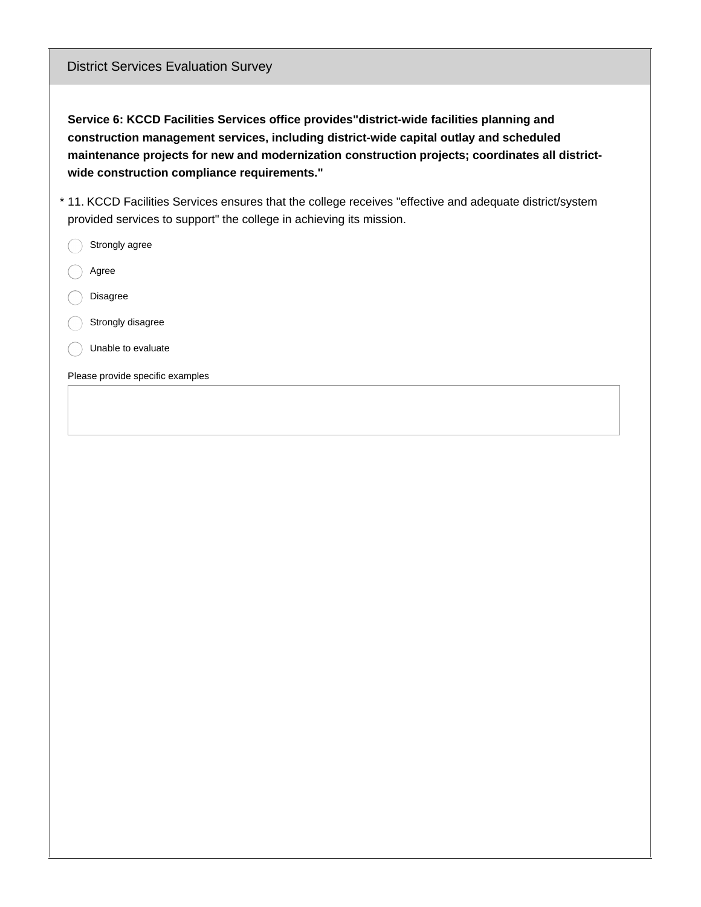District Services Evaluation Survey

**Service 6: KCCD Facilities Services office provides"district-wide facilities planning and construction management services, including district-wide capital outlay and scheduled maintenance projects for new and modernization construction projects; coordinates all district-wide construction compliance requirements."**

* 11. KCCD Facilities Services ensures that the college receives "effective and adequate district/system provided services to support" the college in achieving its mission.

- Strongly agree
- Agree
- Disagree
- Strongly disagree
- Unable to evaluate

Please provide specific examples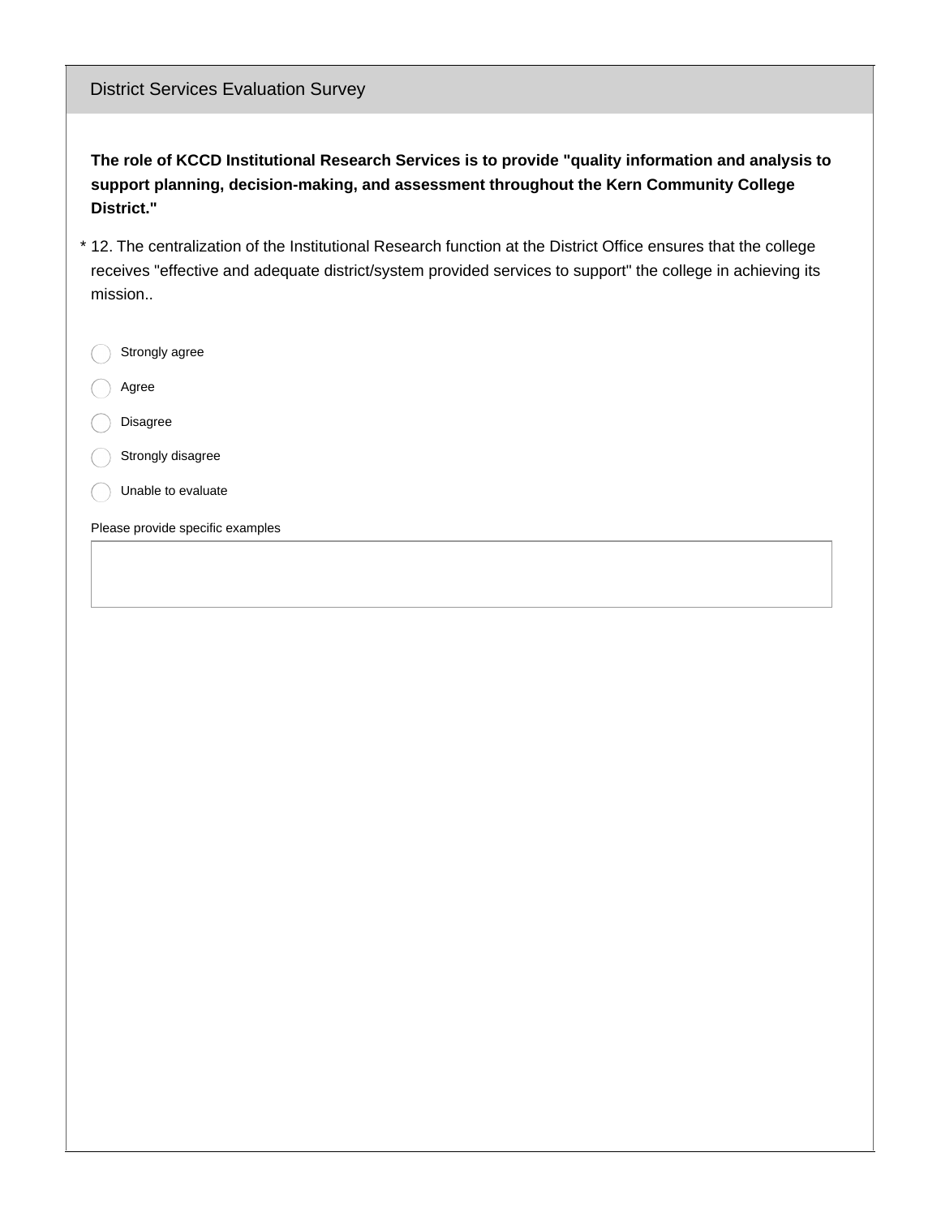District Services Evaluation Survey

**The role of KCCD Institutional Research Services is to provide "quality information and analysis to support planning, decision-making, and assessment throughout the Kern Community College District."**

\* 12. The centralization of the Institutional Research function at the District Office ensures that the college receives "effective and adequate district/system provided services to support" the college in achieving its mission..

- ◯ Strongly agree
- ◯ Agree
- ◯ Disagree
- ◯ Strongly disagree
- ◯ Unable to evaluate

Please provide specific examples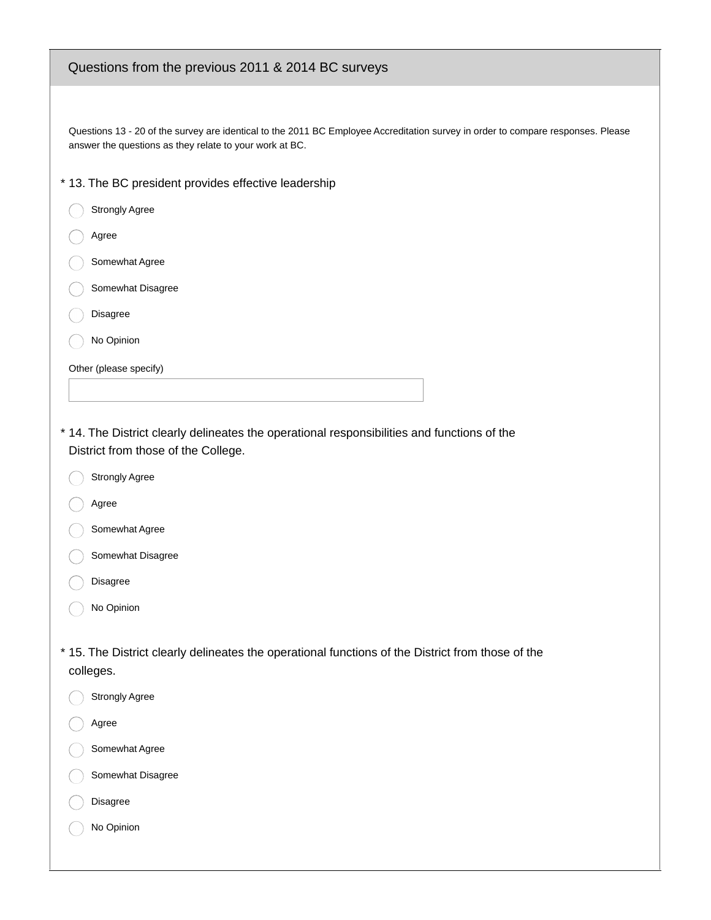## Questions from the previous 2011 & 2014 BC surveys

Questions 13 - 20 of the survey are identical to the 2011 BC Employee Accreditation survey in order to compare responses. Please answer the questions as they relate to your work at BC.

\* 13. The BC president provides effective leadership

- Strongly Agree
- Agree
- Somewhat Agree
- Somewhat Disagree
- Disagree
- No Opinion

Other (please specify)

\* 14. The District clearly delineates the operational responsibilities and functions of the District from those of the College.

- Strongly Agree
- Agree
- Somewhat Agree
- Somewhat Disagree
- Disagree
- No Opinion

\* 15. The District clearly delineates the operational functions of the District from those of the colleges.

- Strongly Agree
- Agree
- Somewhat Agree
- Somewhat Disagree
- Disagree
- No Opinion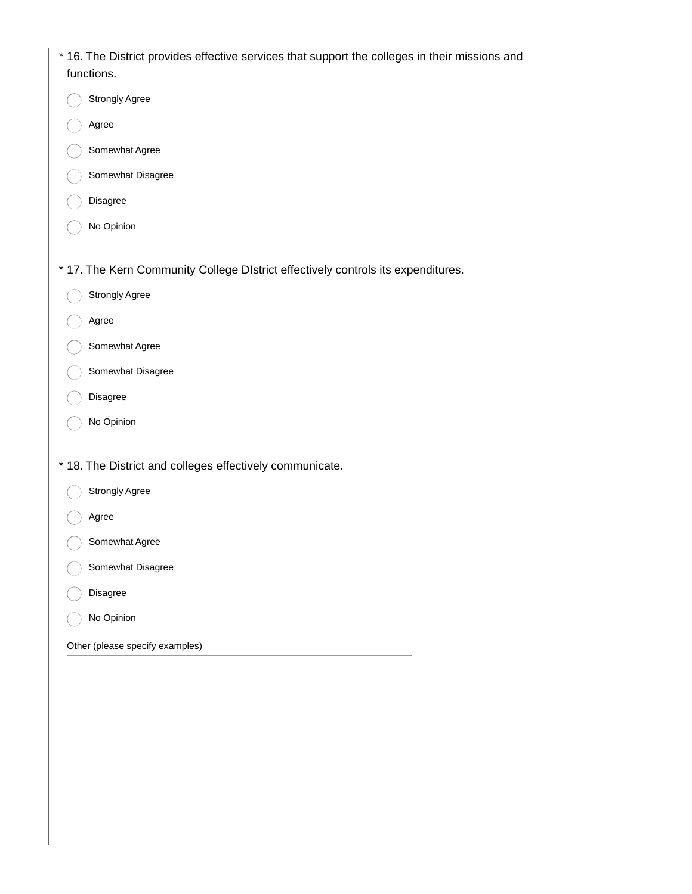* 16. The District provides effective services that support the colleges in their missions and functions.

- Strongly Agree
- Agree
- Somewhat Agree
- Somewhat Disagree
- Disagree
- No Opinion

* 17. The Kern Community College DIstrict effectively controls its expenditures.

- Strongly Agree
- Agree
- Somewhat Agree
- Somewhat Disagree
- Disagree
- No Opinion

* 18. The District and colleges effectively communicate.

- Strongly Agree
- Agree
- Somewhat Agree
- Somewhat Disagree
- Disagree
- No Opinion

Other (please specify examples)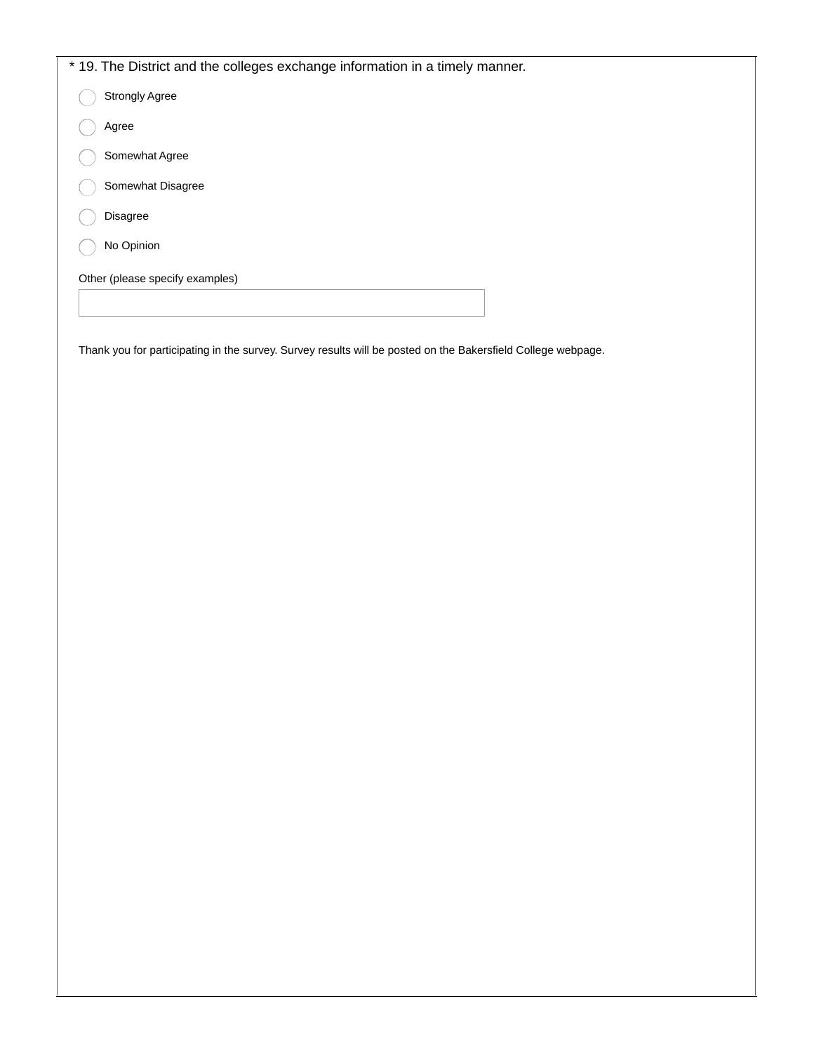* 19. The District and the colleges exchange information in a timely manner.

- ◯ Strongly Agree
- ◯ Agree
- ◯ Somewhat Agree
- ◯ Somewhat Disagree
- ◯ Disagree
- ◯ No Opinion

Other (please specify examples)

Thank you for participating in the survey. Survey results will be posted on the Bakersfield College webpage.